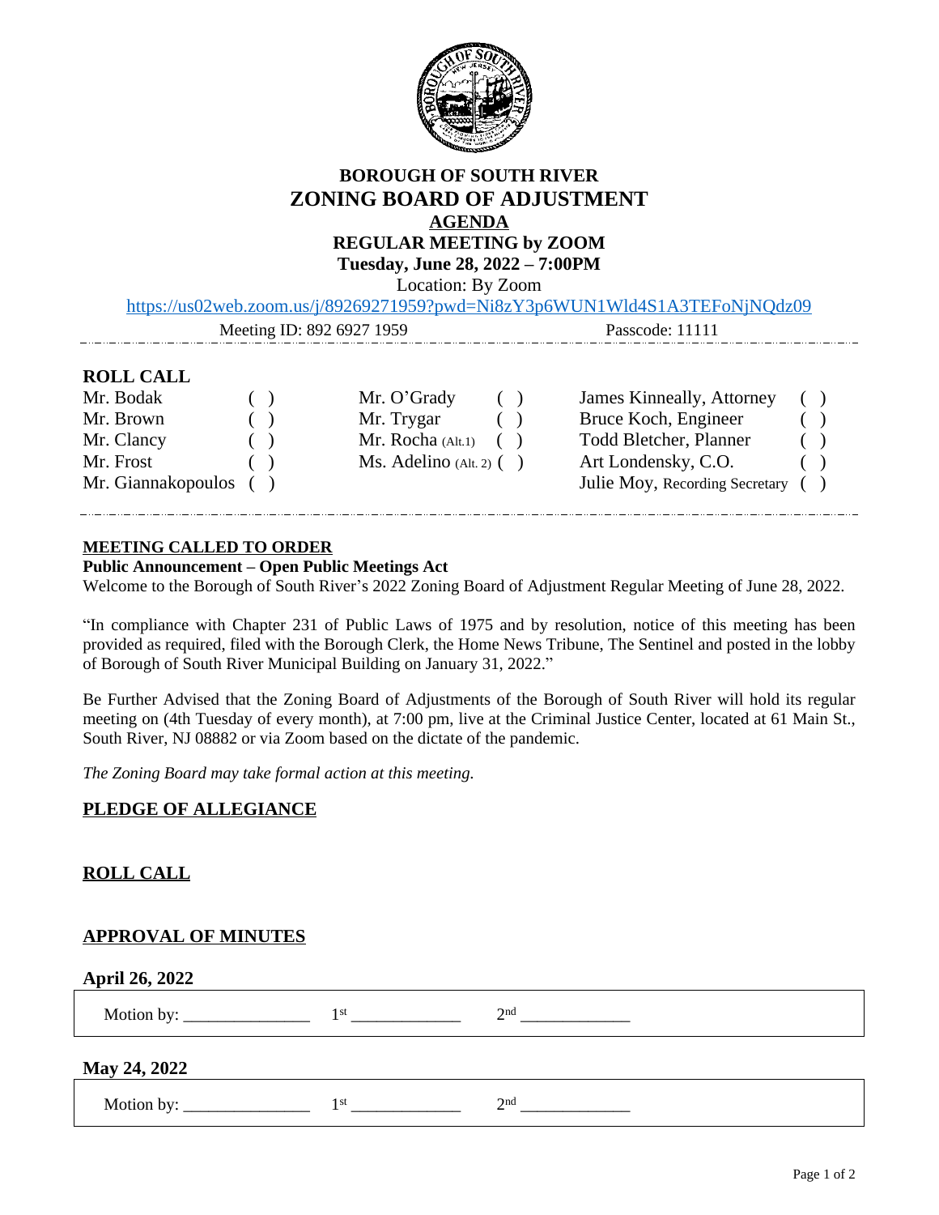# BOROUGH OF SOUTH RIVER
# ZONING BOARD OF ADJUSTMENT
## AGENDA
## REGULAR MEETING by ZOOM
### Tuesday, June 28, 2022 – 7:00PM

Location: By Zoom

https://us02web.zoom.us/j/89269271959?pwd=Ni8zY3p6WUN1Wld4S1A3TEFoNjNQdz09

Meeting ID: 892 6927 1959 Passcode: 11111

---

**ROLL CALL**

| | | | | | |
|---|---|---|---|---|---|
| Mr. Bodak | ( ) | Mr. O'Grady | ( ) | James Kinneally, Attorney | ( ) |
| Mr. Brown | ( ) | Mr. Trygar | ( ) | Bruce Koch, Engineer | ( ) |
| Mr. Clancy | ( ) | Mr. Rocha (Alt.1) | ( ) | Todd Bletcher, Planner | ( ) |
| Mr. Frost | ( ) | Ms. Adelino (Alt. 2) | ( ) | Art Londensky, C.O. | ( ) |
| Mr. Giannakopoulos | ( ) | | | Julie Moy, Recording Secretary | ( ) |

---

**MEETING CALLED TO ORDER**

**Public Announcement – Open Public Meetings Act**

Welcome to the Borough of South River's 2022 Zoning Board of Adjustment Regular Meeting of June 28, 2022.

"In compliance with Chapter 231 of Public Laws of 1975 and by resolution, notice of this meeting has been provided as required, filed with the Borough Clerk, the Home News Tribune, The Sentinel and posted in the lobby of Borough of South River Municipal Building on January 31, 2022."

Be Further Advised that the Zoning Board of Adjustments of the Borough of South River will hold its regular meeting on (4th Tuesday of every month), at 7:00 pm, live at the Criminal Justice Center, located at 61 Main St., South River, NJ 08882 or via Zoom based on the dictate of the pandemic.

*The Zoning Board may take formal action at this meeting.*

**PLEDGE OF ALLEGIANCE**

**ROLL CALL**

**APPROVAL OF MINUTES**

**April 26, 2022**

Motion by: _______________ 1st _____________ 2nd _____________

**May 24, 2022**

Motion by: _______________ 1st _____________ 2nd _____________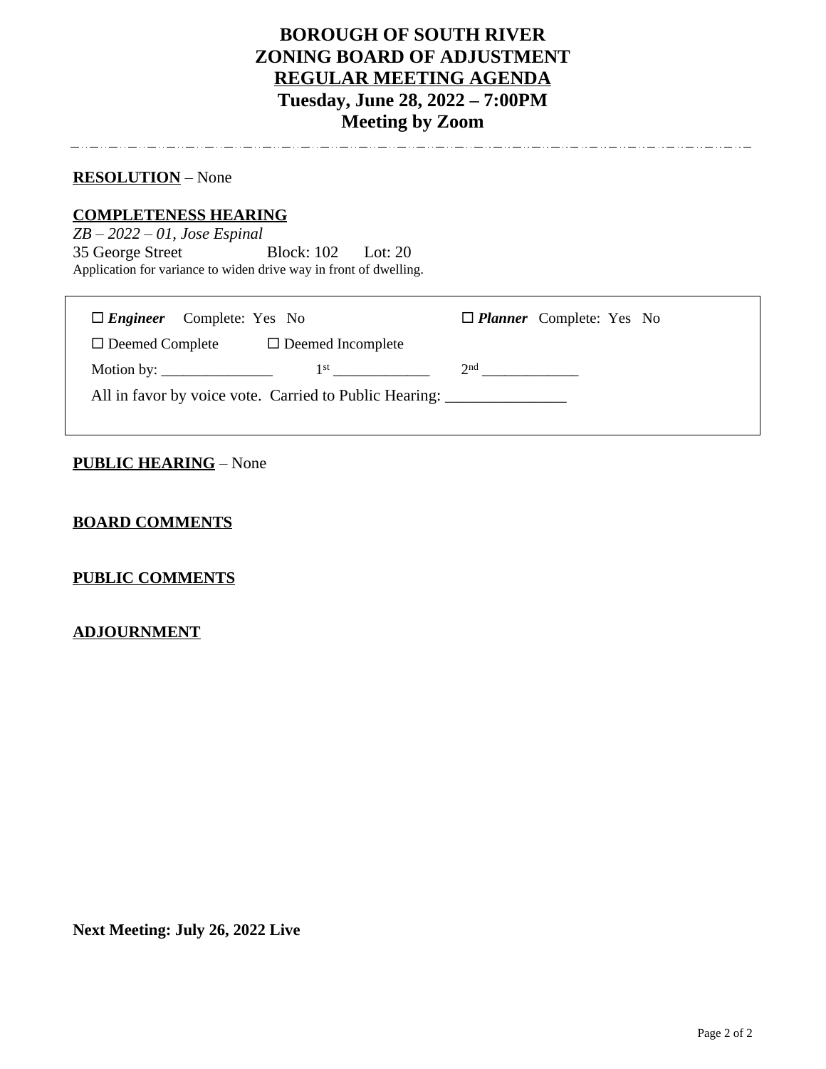# BOROUGH OF SOUTH RIVER
# ZONING BOARD OF ADJUSTMENT
# REGULAR MEETING AGENDA
# Tuesday, June 28, 2022 – 7:00PM
# Meeting by Zoom

---

**RESOLUTION** – None

**COMPLETENESS HEARING**

*ZB – 2022 – 01, Jose Espinal*
35 George Street Block: 102 Lot: 20
Application for variance to widen drive way in front of dwelling.

☐ ***Engineer*** Complete: Yes No ☐ ***Planner*** Complete: Yes No

☐ Deemed Complete ☐ Deemed Incomplete

Motion by: _______________ 1st _____________ 2nd _____________

All in favor by voice vote. Carried to Public Hearing: _______________

**PUBLIC HEARING** – None

**BOARD COMMENTS**

**PUBLIC COMMENTS**

**ADJOURNMENT**

**Next Meeting: July 26, 2022 Live**